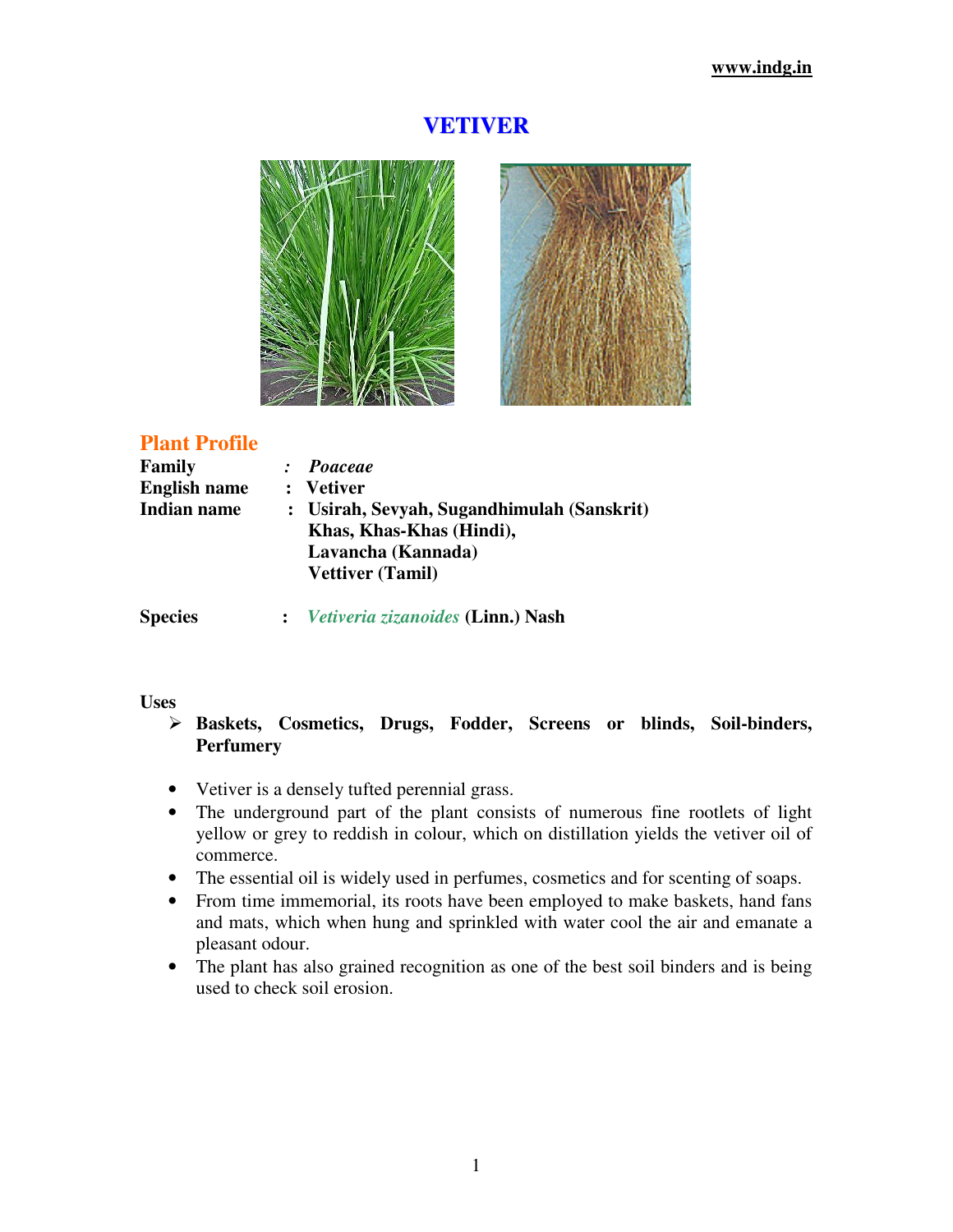# VETIVER

## Plant Profile

**Family** : *Poaceae*

**English name** : **Vetiver**

**Indian name** : **Usirah, Sevyah, Sugandhimulah (Sanskrit)**
**Khas, Khas-Khas (Hindi),**
**Lavancha (Kannada)**
**Vettiver (Tamil)**

**Species** : *Vetiveria zizanoides* **(Linn.) Nash**

**Uses**

- **Baskets, Cosmetics, Drugs, Fodder, Screens or blinds, Soil-binders, Perfumery**

- Vetiver is a densely tufted perennial grass.
- The underground part of the plant consists of numerous fine rootlets of light yellow or grey to reddish in colour, which on distillation yields the vetiver oil of commerce.
- The essential oil is widely used in perfumes, cosmetics and for scenting of soaps.
- From time immemorial, its roots have been employed to make baskets, hand fans and mats, which when hung and sprinkled with water cool the air and emanate a pleasant odour.
- The plant has also grained recognition as one of the best soil binders and is being used to check soil erosion.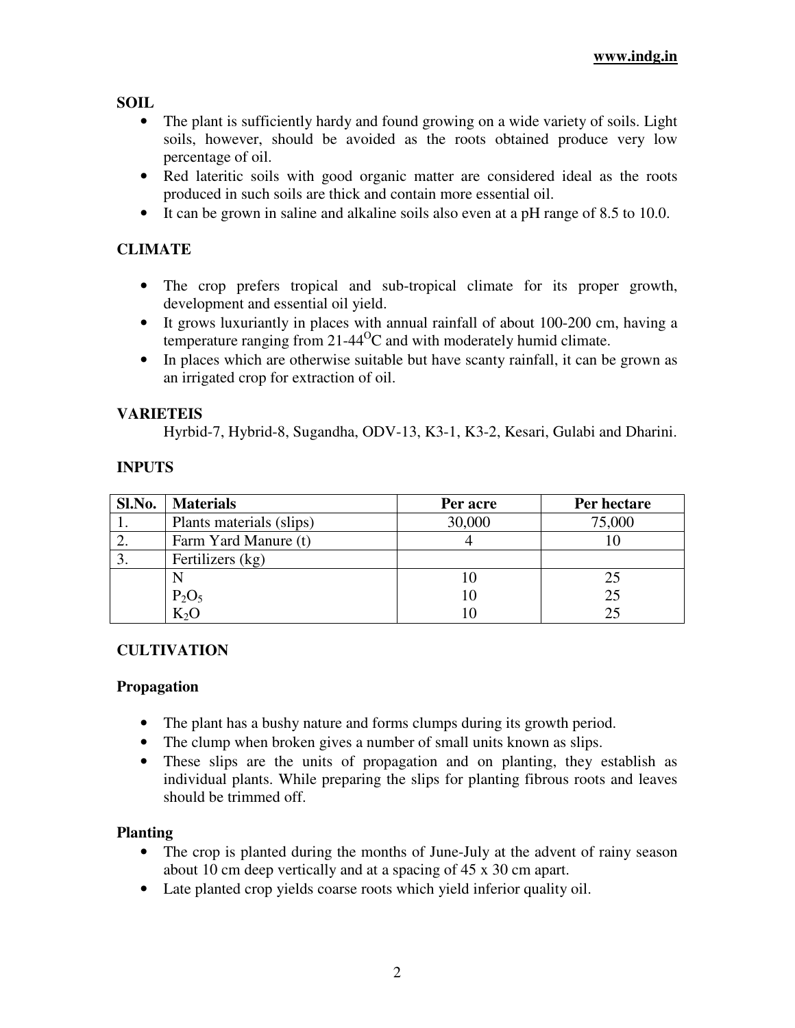## SOIL

- The plant is sufficiently hardy and found growing on a wide variety of soils. Light soils, however, should be avoided as the roots obtained produce very low percentage of oil.
- Red lateritic soils with good organic matter are considered ideal as the roots produced in such soils are thick and contain more essential oil.
- It can be grown in saline and alkaline soils also even at a pH range of 8.5 to 10.0.

## CLIMATE

- The crop prefers tropical and sub-tropical climate for its proper growth, development and essential oil yield.
- It grows luxuriantly in places with annual rainfall of about 100-200 cm, having a temperature ranging from 21-44$^{O}$C and with moderately humid climate.
- In places which are otherwise suitable but have scanty rainfall, it can be grown as an irrigated crop for extraction of oil.

## VARIETEIS

Hyrbid-7, Hybrid-8, Sugandha, ODV-13, K3-1, K3-2, Kesari, Gulabi and Dharini.

## INPUTS

| Sl.No. | Materials | Per acre | Per hectare |
|---|---|---|---|
| 1. | Plants materials (slips) | 30,000 | 75,000 |
| 2. | Farm Yard Manure (t) | 4 | 10 |
| 3. | Fertilizers (kg) | | |
| | N | 10 | 25 |
| | $P_2O_5$ | 10 | 25 |
| | $K_2O$ | 10 | 25 |

## CULTIVATION

### Propagation

- The plant has a bushy nature and forms clumps during its growth period.
- The clump when broken gives a number of small units known as slips.
- These slips are the units of propagation and on planting, they establish as individual plants. While preparing the slips for planting fibrous roots and leaves should be trimmed off.

### Planting

- The crop is planted during the months of June-July at the advent of rainy season about 10 cm deep vertically and at a spacing of 45 x 30 cm apart.
- Late planted crop yields coarse roots which yield inferior quality oil.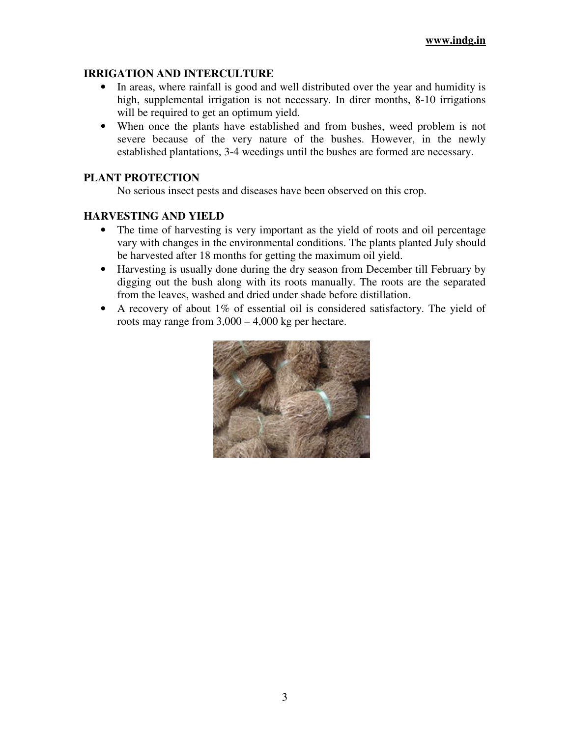### IRRIGATION AND INTERCULTURE

- In areas, where rainfall is good and well distributed over the year and humidity is high, supplemental irrigation is not necessary. In direr months, 8-10 irrigations will be required to get an optimum yield.
- When once the plants have established and from bushes, weed problem is not severe because of the very nature of the bushes. However, in the newly established plantations, 3-4 weedings until the bushes are formed are necessary.

### PLANT PROTECTION

No serious insect pests and diseases have been observed on this crop.

### HARVESTING AND YIELD

- The time of harvesting is very important as the yield of roots and oil percentage vary with changes in the environmental conditions. The plants planted July should be harvested after 18 months for getting the maximum oil yield.
- Harvesting is usually done during the dry season from December till February by digging out the bush along with its roots manually. The roots are the separated from the leaves, washed and dried under shade before distillation.
- A recovery of about 1% of essential oil is considered satisfactory. The yield of roots may range from 3,000 – 4,000 kg per hectare.